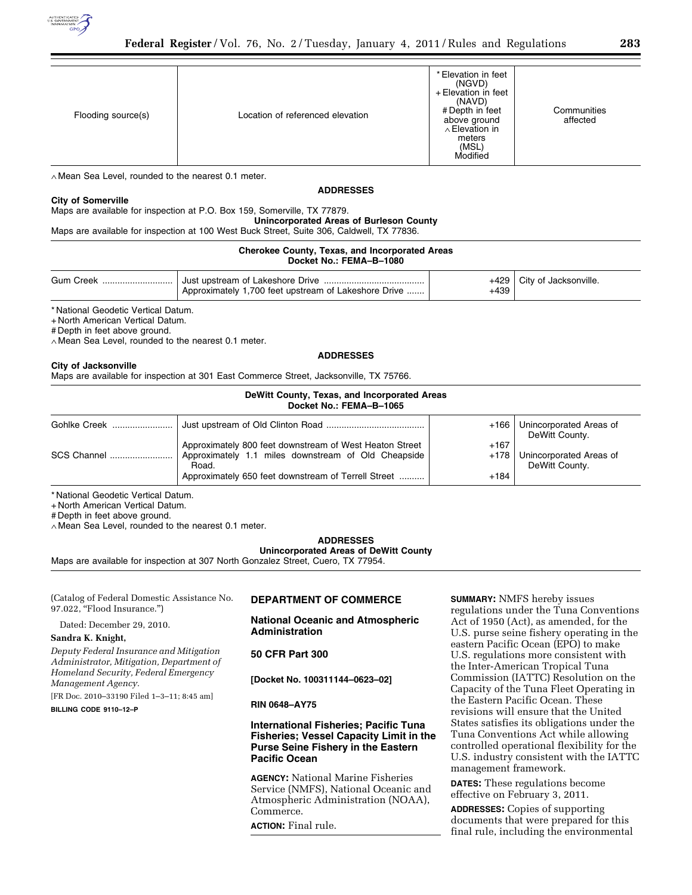| Flooding source(s) | Location of referenced elevation | * Elevation in feet (NGVD) + Elevation in feet (NAVD) # Depth in feet above ground ∧ Elevation in meters (MSL) Modified | Communities affected |
|---|---|---|---|

∧ Mean Sea Level, rounded to the nearest 0.1 meter.

**ADDRESSES**

**City of Somerville**

Maps are available for inspection at P.O. Box 159, Somerville, TX 77879.

**Unincorporated Areas of Burleson County**

Maps are available for inspection at 100 West Buck Street, Suite 306, Caldwell, TX 77836.

**Cherokee County, Texas, and Incorporated Areas**
**Docket No.: FEMA–B–1080**

| Flooding source(s) | Location of referenced elevation | Elevation | Communities affected |
|---|---|---|---|
| Gum Creek | Just upstream of Lakeshore Drive | +429 | City of Jacksonville. |
| | Approximately 1,700 feet upstream of Lakeshore Drive | +439 | |

\* National Geodetic Vertical Datum.
\+ North American Vertical Datum.
\# Depth in feet above ground.
∧ Mean Sea Level, rounded to the nearest 0.1 meter.

**ADDRESSES**

**City of Jacksonville**

Maps are available for inspection at 301 East Commerce Street, Jacksonville, TX 75766.

**DeWitt County, Texas, and Incorporated Areas**
**Docket No.: FEMA–B–1065**

| Flooding source(s) | Location of referenced elevation | Elevation | Communities affected |
|---|---|---|---|
| Gohlke Creek | Just upstream of Old Clinton Road | +166 | Unincorporated Areas of DeWitt County. |
| | Approximately 800 feet downstream of West Heaton Street | +167 | |
| SCS Channel | Approximately 1.1 miles downstream of Old Cheapside Road. | +178 | Unincorporated Areas of DeWitt County. |
| | Approximately 650 feet downstream of Terrell Street | +184 | |

\* National Geodetic Vertical Datum.
\+ North American Vertical Datum.
\# Depth in feet above ground.
∧ Mean Sea Level, rounded to the nearest 0.1 meter.

**ADDRESSES**

**Unincorporated Areas of DeWitt County**

Maps are available for inspection at 307 North Gonzalez Street, Cuero, TX 77954.

(Catalog of Federal Domestic Assistance No. 97.022, "Flood Insurance.")

Dated: December 29, 2010.

**Sandra K. Knight,**

*Deputy Federal Insurance and Mitigation Administrator, Mitigation, Department of Homeland Security, Federal Emergency Management Agency.*

[FR Doc. 2010–33190 Filed 1–3–11; 8:45 am]

**BILLING CODE 9110–12–P**

## DEPARTMENT OF COMMERCE

### National Oceanic and Atmospheric Administration

### 50 CFR Part 300

**[Docket No. 100311144–0623–02]**

**RIN 0648–AY75**

### International Fisheries; Pacific Tuna Fisheries; Vessel Capacity Limit in the Purse Seine Fishery in the Eastern Pacific Ocean

**AGENCY:** National Marine Fisheries Service (NMFS), National Oceanic and Atmospheric Administration (NOAA), Commerce.

**ACTION:** Final rule.

**SUMMARY:** NMFS hereby issues regulations under the Tuna Conventions Act of 1950 (Act), as amended, for the U.S. purse seine fishery operating in the eastern Pacific Ocean (EPO) to make U.S. regulations more consistent with the Inter-American Tropical Tuna Commission (IATTC) Resolution on the Capacity of the Tuna Fleet Operating in the Eastern Pacific Ocean. These revisions will ensure that the United States satisfies its obligations under the Tuna Conventions Act while allowing controlled operational flexibility for the U.S. industry consistent with the IATTC management framework.

**DATES:** These regulations become effective on February 3, 2011.

**ADDRESSES:** Copies of supporting documents that were prepared for this final rule, including the environmental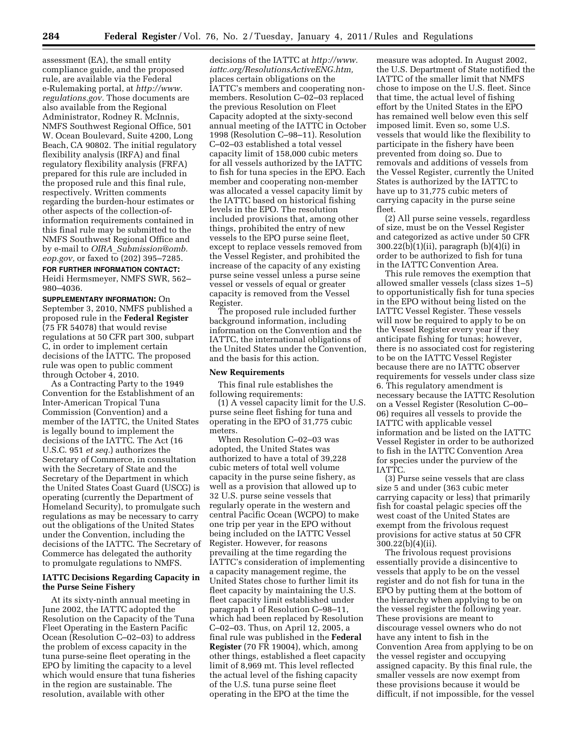assessment (EA), the small entity compliance guide, and the proposed rule, are available via the Federal e-Rulemaking portal, at *http://www.regulations.gov.* Those documents are also available from the Regional Administrator, Rodney R. McInnis, NMFS Southwest Regional Office, 501 W. Ocean Boulevard, Suite 4200, Long Beach, CA 90802. The initial regulatory flexibility analysis (IRFA) and final regulatory flexibility analysis (FRFA) prepared for this rule are included in the proposed rule and this final rule, respectively. Written comments regarding the burden-hour estimates or other aspects of the collection-of-information requirements contained in this final rule may be submitted to the NMFS Southwest Regional Office and by e-mail to *OIRA_Submission@omb.eop.gov,* or faxed to (202) 395–7285.

**FOR FURTHER INFORMATION CONTACT:** Heidi Hermsmeyer, NMFS SWR, 562–980–4036.

**SUPPLEMENTARY INFORMATION:** On September 3, 2010, NMFS published a proposed rule in the **Federal Register** (75 FR 54078) that would revise regulations at 50 CFR part 300, subpart C, in order to implement certain decisions of the IATTC. The proposed rule was open to public comment through October 4, 2010.

As a Contracting Party to the 1949 Convention for the Establishment of an Inter-American Tropical Tuna Commission (Convention) and a member of the IATTC, the United States is legally bound to implement the decisions of the IATTC. The Act (16 U.S.C. 951 *et seq.*) authorizes the Secretary of Commerce, in consultation with the Secretary of State and the Secretary of the Department in which the United States Coast Guard (USCG) is operating (currently the Department of Homeland Security), to promulgate such regulations as may be necessary to carry out the obligations of the United States under the Convention, including the decisions of the IATTC. The Secretary of Commerce has delegated the authority to promulgate regulations to NMFS.

## IATTC Decisions Regarding Capacity in the Purse Seine Fishery

At its sixty-ninth annual meeting in June 2002, the IATTC adopted the Resolution on the Capacity of the Tuna Fleet Operating in the Eastern Pacific Ocean (Resolution C–02–03) to address the problem of excess capacity in the tuna purse-seine fleet operating in the EPO by limiting the capacity to a level which would ensure that tuna fisheries in the region are sustainable. The resolution, available with other decisions of the IATTC at *http://www.iattc.org/ResolutionsActiveENG.htm,* places certain obligations on the IATTC's members and cooperating non-members. Resolution C–02–03 replaced the previous Resolution on Fleet Capacity adopted at the sixty-second annual meeting of the IATTC in October 1998 (Resolution C–98–11). Resolution C–02–03 established a total vessel capacity limit of 158,000 cubic meters for all vessels authorized by the IATTC to fish for tuna species in the EPO. Each member and cooperating non-member was allocated a vessel capacity limit by the IATTC based on historical fishing levels in the EPO. The resolution included provisions that, among other things, prohibited the entry of new vessels to the EPO purse seine fleet, except to replace vessels removed from the Vessel Register, and prohibited the increase of the capacity of any existing purse seine vessel unless a purse seine vessel or vessels of equal or greater capacity is removed from the Vessel Register.

The proposed rule included further background information, including information on the Convention and the IATTC, the international obligations of the United States under the Convention, and the basis for this action.

## New Requirements

This final rule establishes the following requirements:

(1) A vessel capacity limit for the U.S. purse seine fleet fishing for tuna and operating in the EPO of 31,775 cubic meters.

When Resolution C–02–03 was adopted, the United States was authorized to have a total of 39,228 cubic meters of total well volume capacity in the purse seine fishery, as well as a provision that allowed up to 32 U.S. purse seine vessels that regularly operate in the western and central Pacific Ocean (WCPO) to make one trip per year in the EPO without being included on the IATTC Vessel Register. However, for reasons prevailing at the time regarding the IATTC's consideration of implementing a capacity management regime, the United States chose to further limit its fleet capacity by maintaining the U.S. fleet capacity limit established under paragraph 1 of Resolution C–98–11, which had been replaced by Resolution C–02–03. Thus, on April 12, 2005, a final rule was published in the **Federal Register** (70 FR 19004), which, among other things, established a fleet capacity limit of 8,969 mt. This level reflected the actual level of the fishing capacity of the U.S. tuna purse seine fleet operating in the EPO at the time the measure was adopted. In August 2002, the U.S. Department of State notified the IATTC of the smaller limit that NMFS chose to impose on the U.S. fleet. Since that time, the actual level of fishing effort by the United States in the EPO has remained well below even this self imposed limit. Even so, some U.S. vessels that would like the flexibility to participate in the fishery have been prevented from doing so. Due to removals and additions of vessels from the Vessel Register, currently the United States is authorized by the IATTC to have up to 31,775 cubic meters of carrying capacity in the purse seine fleet.

(2) All purse seine vessels, regardless of size, must be on the Vessel Register and categorized as active under 50 CFR 300.22(b)(1)(ii), paragraph (b)(4)(i) in order to be authorized to fish for tuna in the IATTC Convention Area.

This rule removes the exemption that allowed smaller vessels (class sizes 1–5) to opportunistically fish for tuna species in the EPO without being listed on the IATTC Vessel Register. These vessels will now be required to apply to be on the Vessel Register every year if they anticipate fishing for tunas; however, there is no associated cost for registering to be on the IATTC Vessel Register because there are no IATTC observer requirements for vessels under class size 6. This regulatory amendment is necessary because the IATTC Resolution on a Vessel Register (Resolution C–00–06) requires all vessels to provide the IATTC with applicable vessel information and be listed on the IATTC Vessel Register in order to be authorized to fish in the IATTC Convention Area for species under the purview of the IATTC.

(3) Purse seine vessels that are class size 5 and under (363 cubic meter carrying capacity or less) that primarily fish for coastal pelagic species off the west coast of the United States are exempt from the frivolous request provisions for active status at 50 CFR 300.22(b)(4)(ii).

The frivolous request provisions essentially provide a disincentive to vessels that apply to be on the vessel register and do not fish for tuna in the EPO by putting them at the bottom of the hierarchy when applying to be on the vessel register the following year. These provisions are meant to discourage vessel owners who do not have any intent to fish in the Convention Area from applying to be on the vessel register and occupying assigned capacity. By this final rule, the smaller vessels are now exempt from these provisions because it would be difficult, if not impossible, for the vessel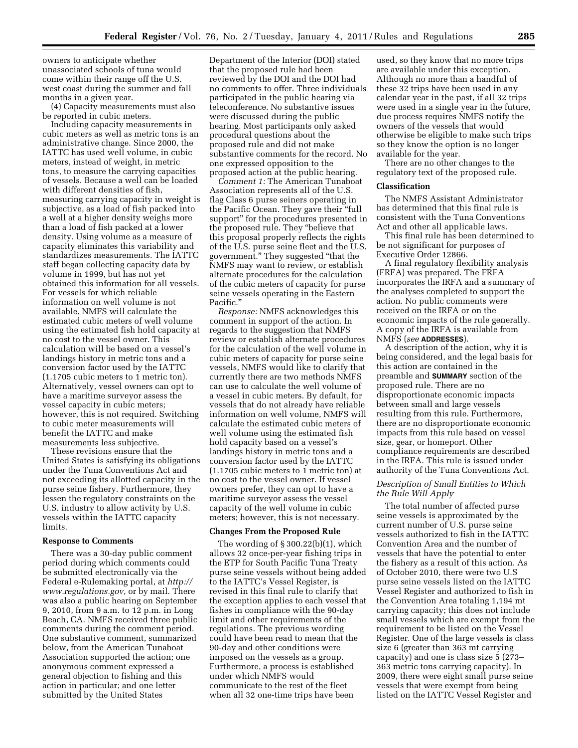owners to anticipate whether unassociated schools of tuna would come within their range off the U.S. west coast during the summer and fall months in a given year.

(4) Capacity measurements must also be reported in cubic meters.

Including capacity measurements in cubic meters as well as metric tons is an administrative change. Since 2000, the IATTC has used well volume, in cubic meters, instead of weight, in metric tons, to measure the carrying capacities of vessels. Because a well can be loaded with different densities of fish, measuring carrying capacity in weight is subjective, as a load of fish packed into a well at a higher density weighs more than a load of fish packed at a lower density. Using volume as a measure of capacity eliminates this variability and standardizes measurements. The IATTC staff began collecting capacity data by volume in 1999, but has not yet obtained this information for all vessels. For vessels for which reliable information on well volume is not available, NMFS will calculate the estimated cubic meters of well volume using the estimated fish hold capacity at no cost to the vessel owner. This calculation will be based on a vessel's landings history in metric tons and a conversion factor used by the IATTC (1.1705 cubic meters to 1 metric ton). Alternatively, vessel owners can opt to have a maritime surveyor assess the vessel capacity in cubic meters; however, this is not required. Switching to cubic meter measurements will benefit the IATTC and make measurements less subjective.

These revisions ensure that the United States is satisfying its obligations under the Tuna Conventions Act and not exceeding its allotted capacity in the purse seine fishery. Furthermore, they lessen the regulatory constraints on the U.S. industry to allow activity by U.S. vessels within the IATTC capacity limits.

## Response to Comments

There was a 30-day public comment period during which comments could be submitted electronically via the Federal e-Rulemaking portal, at *http://www.regulations.gov,* or by mail. There was also a public hearing on September 9, 2010, from 9 a.m. to 12 p.m. in Long Beach, CA. NMFS received three public comments during the comment period. One substantive comment, summarized below, from the American Tunaboat Association supported the action; one anonymous comment expressed a general objection to fishing and this action in particular; and one letter submitted by the United States Department of the Interior (DOI) stated that the proposed rule had been reviewed by the DOI and the DOI had no comments to offer. Three individuals participated in the public hearing via teleconference. No substantive issues were discussed during the public hearing. Most participants only asked procedural questions about the proposed rule and did not make substantive comments for the record. No one expressed opposition to the proposed action at the public hearing.

*Comment 1:* The American Tunaboat Association represents all of the U.S. flag Class 6 purse seiners operating in the Pacific Ocean. They gave their "full support" for the procedures presented in the proposed rule. They "believe that this proposal properly reflects the rights of the U.S. purse seine fleet and the U.S. government." They suggested "that the NMFS may want to review, or establish alternate procedures for the calculation of the cubic meters of capacity for purse seine vessels operating in the Eastern Pacific."

*Response:* NMFS acknowledges this comment in support of the action. In regards to the suggestion that NMFS review or establish alternate procedures for the calculation of the well volume in cubic meters of capacity for purse seine vessels, NMFS would like to clarify that currently there are two methods NMFS can use to calculate the well volume of a vessel in cubic meters. By default, for vessels that do not already have reliable information on well volume, NMFS will calculate the estimated cubic meters of well volume using the estimated fish hold capacity based on a vessel's landings history in metric tons and a conversion factor used by the IATTC (1.1705 cubic meters to 1 metric ton) at no cost to the vessel owner. If vessel owners prefer, they can opt to have a maritime surveyor assess the vessel capacity of the well volume in cubic meters; however, this is not necessary.

## Changes From the Proposed Rule

The wording of § 300.22(b)(1), which allows 32 once-per-year fishing trips in the ETP for South Pacific Tuna Treaty purse seine vessels without being added to the IATTC's Vessel Register, is revised in this final rule to clarify that the exception applies to each vessel that fishes in compliance with the 90-day limit and other requirements of the regulations. The previous wording could have been read to mean that the 90-day and other conditions were imposed on the vessels as a group. Furthermore, a process is established under which NMFS would communicate to the rest of the fleet when all 32 one-time trips have been used, so they know that no more trips are available under this exception. Although no more than a handful of these 32 trips have been used in any calendar year in the past, if all 32 trips were used in a single year in the future, due process requires NMFS notify the owners of the vessels that would otherwise be eligible to make such trips so they know the option is no longer available for the year.

There are no other changes to the regulatory text of the proposed rule.

## Classification

The NMFS Assistant Administrator has determined that this final rule is consistent with the Tuna Conventions Act and other all applicable laws.

This final rule has been determined to be not significant for purposes of Executive Order 12866.

A final regulatory flexibility analysis (FRFA) was prepared. The FRFA incorporates the IRFA and a summary of the analyses completed to support the action. No public comments were received on the IRFA or on the economic impacts of the rule generally. A copy of the IRFA is available from NMFS (*see* **ADDRESSES**).

A description of the action, why it is being considered, and the legal basis for this action are contained in the preamble and **SUMMARY** section of the proposed rule. There are no disproportionate economic impacts between small and large vessels resulting from this rule. Furthermore, there are no disproportionate economic impacts from this rule based on vessel size, gear, or homeport. Other compliance requirements are described in the IRFA. This rule is issued under authority of the Tuna Conventions Act.

### *Description of Small Entities to Which the Rule Will Apply*

The total number of affected purse seine vessels is approximated by the current number of U.S. purse seine vessels authorized to fish in the IATTC Convention Area and the number of vessels that have the potential to enter the fishery as a result of this action. As of October 2010, there were two U.S purse seine vessels listed on the IATTC Vessel Register and authorized to fish in the Convention Area totaling 1,194 mt carrying capacity; this does not include small vessels which are exempt from the requirement to be listed on the Vessel Register. One of the large vessels is class size 6 (greater than 363 mt carrying capacity) and one is class size 5 (273–363 metric tons carrying capacity). In 2009, there were eight small purse seine vessels that were exempt from being listed on the IATTC Vessel Register and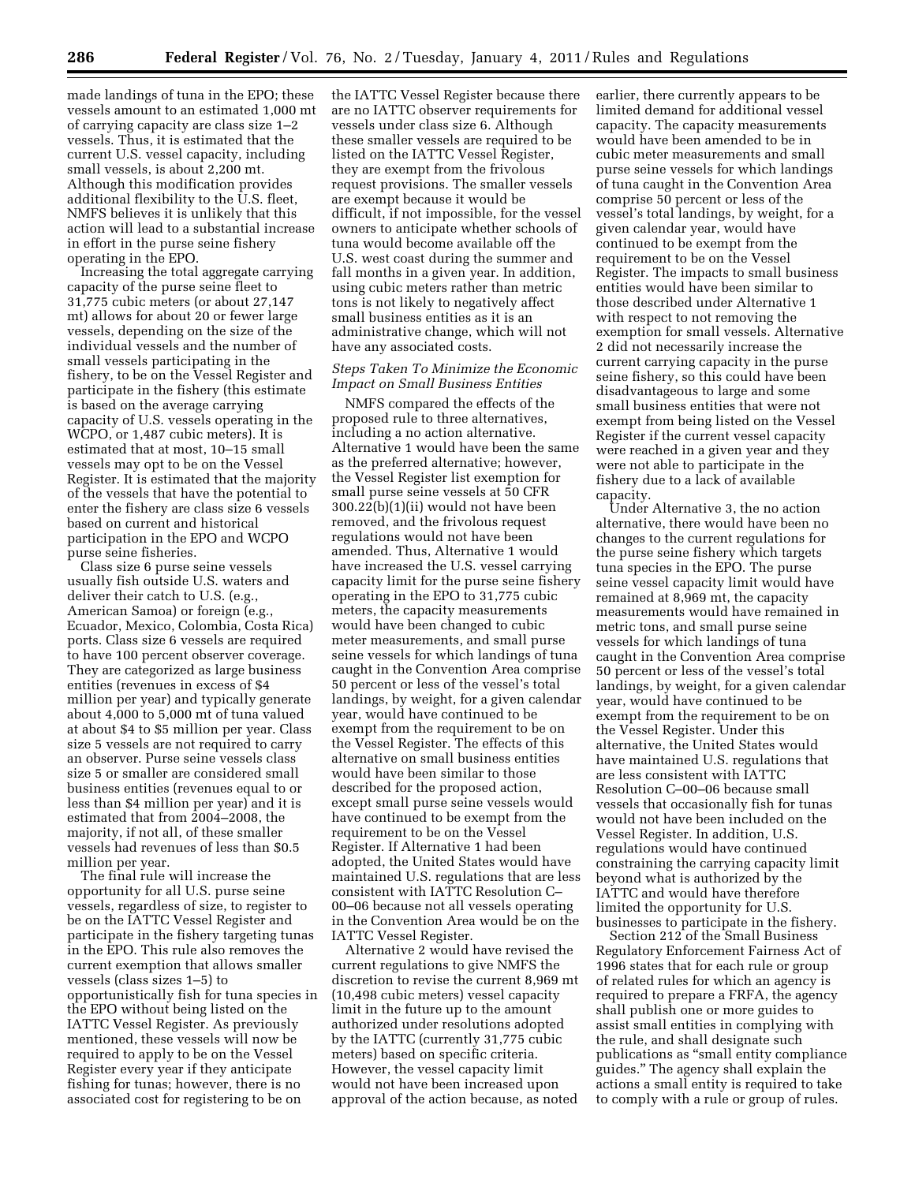made landings of tuna in the EPO; these vessels amount to an estimated 1,000 mt of carrying capacity are class size 1–2 vessels. Thus, it is estimated that the current U.S. vessel capacity, including small vessels, is about 2,200 mt. Although this modification provides additional flexibility to the U.S. fleet, NMFS believes it is unlikely that this action will lead to a substantial increase in effort in the purse seine fishery operating in the EPO.

Increasing the total aggregate carrying capacity of the purse seine fleet to 31,775 cubic meters (or about 27,147 mt) allows for about 20 or fewer large vessels, depending on the size of the individual vessels and the number of small vessels participating in the fishery, to be on the Vessel Register and participate in the fishery (this estimate is based on the average carrying capacity of U.S. vessels operating in the WCPO, or 1,487 cubic meters). It is estimated that at most, 10–15 small vessels may opt to be on the Vessel Register. It is estimated that the majority of the vessels that have the potential to enter the fishery are class size 6 vessels based on current and historical participation in the EPO and WCPO purse seine fisheries.

Class size 6 purse seine vessels usually fish outside U.S. waters and deliver their catch to U.S. (e.g., American Samoa) or foreign (e.g., Ecuador, Mexico, Colombia, Costa Rica) ports. Class size 6 vessels are required to have 100 percent observer coverage. They are categorized as large business entities (revenues in excess of $4 million per year) and typically generate about 4,000 to 5,000 mt of tuna valued at about $4 to $5 million per year. Class size 5 vessels are not required to carry an observer. Purse seine vessels class size 5 or smaller are considered small business entities (revenues equal to or less than $4 million per year) and it is estimated that from 2004–2008, the majority, if not all, of these smaller vessels had revenues of less than $0.5 million per year.

The final rule will increase the opportunity for all U.S. purse seine vessels, regardless of size, to register to be on the IATTC Vessel Register and participate in the fishery targeting tunas in the EPO. This rule also removes the current exemption that allows smaller vessels (class sizes 1–5) to opportunistically fish for tuna species in the EPO without being listed on the IATTC Vessel Register. As previously mentioned, these vessels will now be required to apply to be on the Vessel Register every year if they anticipate fishing for tunas; however, there is no associated cost for registering to be on the IATTC Vessel Register because there are no IATTC observer requirements for vessels under class size 6. Although these smaller vessels are required to be listed on the IATTC Vessel Register, they are exempt from the frivolous request provisions. The smaller vessels are exempt because it would be difficult, if not impossible, for the vessel owners to anticipate whether schools of tuna would become available off the U.S. west coast during the summer and fall months in a given year. In addition, using cubic meters rather than metric tons is not likely to negatively affect small business entities as it is an administrative change, which will not have any associated costs.

### *Steps Taken To Minimize the Economic Impact on Small Business Entities*

NMFS compared the effects of the proposed rule to three alternatives, including a no action alternative. Alternative 1 would have been the same as the preferred alternative; however, the Vessel Register list exemption for small purse seine vessels at 50 CFR 300.22(b)(1)(ii) would not have been removed, and the frivolous request regulations would not have been amended. Thus, Alternative 1 would have increased the U.S. vessel carrying capacity limit for the purse seine fishery operating in the EPO to 31,775 cubic meters, the capacity measurements would have been changed to cubic meter measurements, and small purse seine vessels for which landings of tuna caught in the Convention Area comprise 50 percent or less of the vessel's total landings, by weight, for a given calendar year, would have continued to be exempt from the requirement to be on the Vessel Register. The effects of this alternative on small business entities would have been similar to those described for the proposed action, except small purse seine vessels would have continued to be exempt from the requirement to be on the Vessel Register. If Alternative 1 had been adopted, the United States would have maintained U.S. regulations that are less consistent with IATTC Resolution C–00–06 because not all vessels operating in the Convention Area would be on the IATTC Vessel Register.

Alternative 2 would have revised the current regulations to give NMFS the discretion to revise the current 8,969 mt (10,498 cubic meters) vessel capacity limit in the future up to the amount authorized under resolutions adopted by the IATTC (currently 31,775 cubic meters) based on specific criteria. However, the vessel capacity limit would not have been increased upon approval of the action because, as noted earlier, there currently appears to be limited demand for additional vessel capacity. The capacity measurements would have been amended to be in cubic meter measurements and small purse seine vessels for which landings of tuna caught in the Convention Area comprise 50 percent or less of the vessel's total landings, by weight, for a given calendar year, would have continued to be exempt from the requirement to be on the Vessel Register. The impacts to small business entities would have been similar to those described under Alternative 1 with respect to not removing the exemption for small vessels. Alternative 2 did not necessarily increase the current carrying capacity in the purse seine fishery, so this could have been disadvantageous to large and some small business entities that were not exempt from being listed on the Vessel Register if the current vessel capacity were reached in a given year and they were not able to participate in the fishery due to a lack of available capacity.

Under Alternative 3, the no action alternative, there would have been no changes to the current regulations for the purse seine fishery which targets tuna species in the EPO. The purse seine vessel capacity limit would have remained at 8,969 mt, the capacity measurements would have remained in metric tons, and small purse seine vessels for which landings of tuna caught in the Convention Area comprise 50 percent or less of the vessel's total landings, by weight, for a given calendar year, would have continued to be exempt from the requirement to be on the Vessel Register. Under this alternative, the United States would have maintained U.S. regulations that are less consistent with IATTC Resolution C–00–06 because small vessels that occasionally fish for tunas would not have been included on the Vessel Register. In addition, U.S. regulations would have continued constraining the carrying capacity limit beyond what is authorized by the IATTC and would have therefore limited the opportunity for U.S. businesses to participate in the fishery.

Section 212 of the Small Business Regulatory Enforcement Fairness Act of 1996 states that for each rule or group of related rules for which an agency is required to prepare a FRFA, the agency shall publish one or more guides to assist small entities in complying with the rule, and shall designate such publications as "small entity compliance guides." The agency shall explain the actions a small entity is required to take to comply with a rule or group of rules.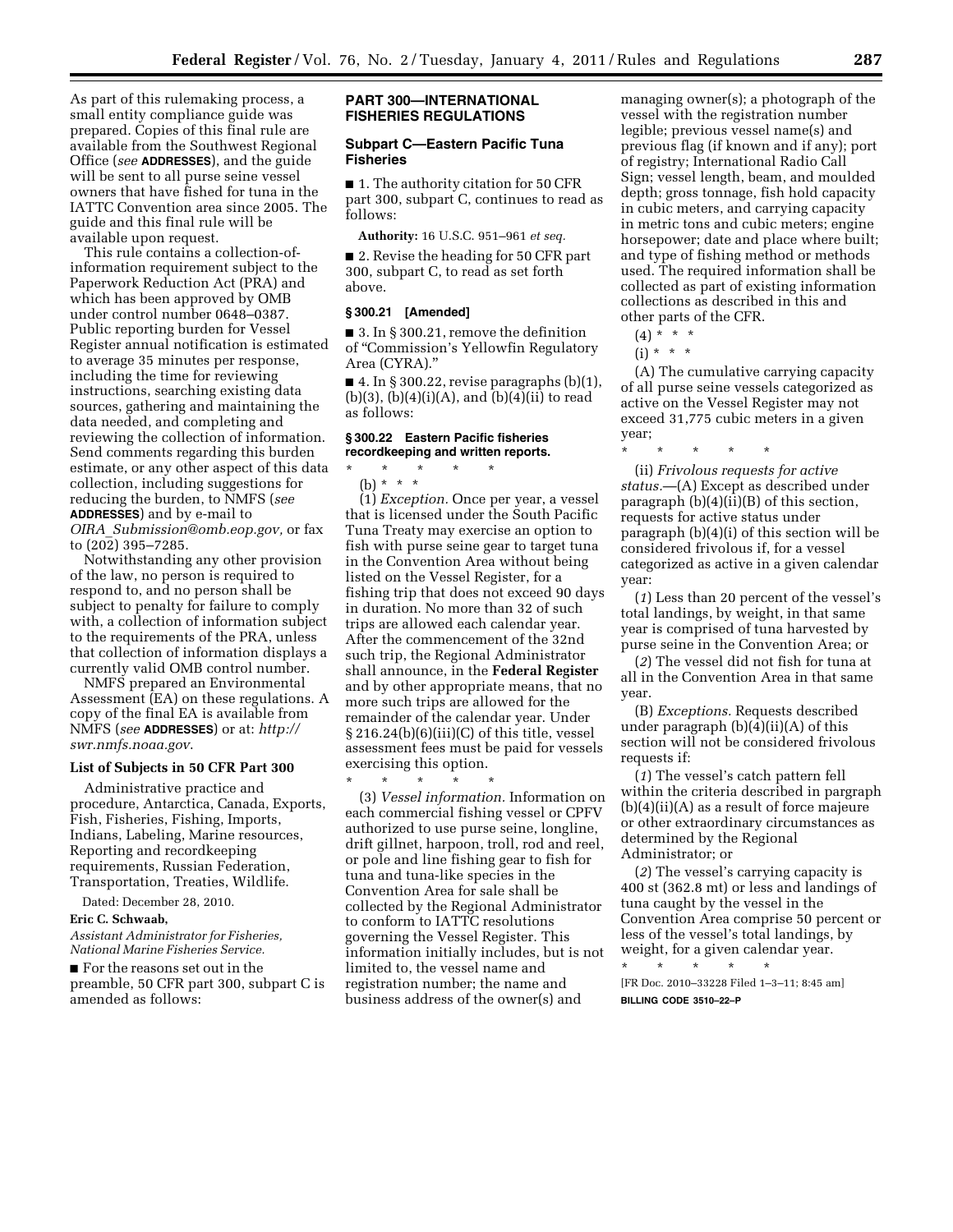As part of this rulemaking process, a small entity compliance guide was prepared. Copies of this final rule are available from the Southwest Regional Office (*see* **ADDRESSES**), and the guide will be sent to all purse seine vessel owners that have fished for tuna in the IATTC Convention area since 2005. The guide and this final rule will be available upon request.

This rule contains a collection-of-information requirement subject to the Paperwork Reduction Act (PRA) and which has been approved by OMB under control number 0648–0387. Public reporting burden for Vessel Register annual notification is estimated to average 35 minutes per response, including the time for reviewing instructions, searching existing data sources, gathering and maintaining the data needed, and completing and reviewing the collection of information. Send comments regarding this burden estimate, or any other aspect of this data collection, including suggestions for reducing the burden, to NMFS (*see* **ADDRESSES**) and by e-mail to *OIRA_Submission@omb.eop.gov,* or fax to (202) 395–7285.

Notwithstanding any other provision of the law, no person is required to respond to, and no person shall be subject to penalty for failure to comply with, a collection of information subject to the requirements of the PRA, unless that collection of information displays a currently valid OMB control number.

NMFS prepared an Environmental Assessment (EA) on these regulations. A copy of the final EA is available from NMFS (*see* **ADDRESSES**) or at: *http://swr.nmfs.noaa.gov*.

### List of Subjects in 50 CFR Part 300

Administrative practice and procedure, Antarctica, Canada, Exports, Fish, Fisheries, Fishing, Imports, Indians, Labeling, Marine resources, Reporting and recordkeeping requirements, Russian Federation, Transportation, Treaties, Wildlife.

Dated: December 28, 2010.

**Eric C. Schwaab,**

*Assistant Administrator for Fisheries, National Marine Fisheries Service.*

■ For the reasons set out in the preamble, 50 CFR part 300, subpart C is amended as follows:

## PART 300—INTERNATIONAL FISHERIES REGULATIONS

### Subpart C—Eastern Pacific Tuna Fisheries

■ 1. The authority citation for 50 CFR part 300, subpart C, continues to read as follows:

**Authority:** 16 U.S.C. 951–961 *et seq.*

■ 2. Revise the heading for 50 CFR part 300, subpart C, to read as set forth above.

#### § 300.21 [Amended]

■ 3. In § 300.21, remove the definition of "Commission's Yellowfin Regulatory Area (CYRA)."

■ 4. In § 300.22, revise paragraphs (b)(1), (b)(3), (b)(4)(i)(A), and (b)(4)(ii) to read as follows:

#### § 300.22 Eastern Pacific fisheries recordkeeping and written reports.

\* \* \* \* \*

(b) \* \* \*

(1) *Exception.* Once per year, a vessel that is licensed under the South Pacific Tuna Treaty may exercise an option to fish with purse seine gear to target tuna in the Convention Area without being listed on the Vessel Register, for a fishing trip that does not exceed 90 days in duration. No more than 32 of such trips are allowed each calendar year. After the commencement of the 32nd such trip, the Regional Administrator shall announce, in the **Federal Register** and by other appropriate means, that no more such trips are allowed for the remainder of the calendar year. Under § 216.24(b)(6)(iii)(C) of this title, vessel assessment fees must be paid for vessels exercising this option.

\* \* \* \* \*

(3) *Vessel information.* Information on each commercial fishing vessel or CPFV authorized to use purse seine, longline, drift gillnet, harpoon, troll, rod and reel, or pole and line fishing gear to fish for tuna and tuna-like species in the Convention Area for sale shall be collected by the Regional Administrator to conform to IATTC resolutions governing the Vessel Register. This information initially includes, but is not limited to, the vessel name and registration number; the name and business address of the owner(s) and managing owner(s); a photograph of the vessel with the registration number legible; previous vessel name(s) and previous flag (if known and if any); port of registry; International Radio Call Sign; vessel length, beam, and moulded depth; gross tonnage, fish hold capacity in cubic meters, and carrying capacity in metric tons and cubic meters; engine horsepower; date and place where built; and type of fishing method or methods used. The required information shall be collected as part of existing information collections as described in this and other parts of the CFR.

(4) \* \* \*

(i) \* \* \*

(A) The cumulative carrying capacity of all purse seine vessels categorized as active on the Vessel Register may not exceed 31,775 cubic meters in a given year;

\* \* \* \* \*

(ii) *Frivolous requests for active status.*—(A) Except as described under paragraph (b)(4)(ii)(B) of this section, requests for active status under paragraph (b)(4)(i) of this section will be considered frivolous if, for a vessel categorized as active in a given calendar year:

(*1*) Less than 20 percent of the vessel's total landings, by weight, in that same year is comprised of tuna harvested by purse seine in the Convention Area; or

(*2*) The vessel did not fish for tuna at all in the Convention Area in that same year.

(B) *Exceptions.* Requests described under paragraph (b)(4)(ii)(A) of this section will not be considered frivolous requests if:

(*1*) The vessel's catch pattern fell within the criteria described in pargraph (b)(4)(ii)(A) as a result of force majeure or other extraordinary circumstances as determined by the Regional Administrator; or

(*2*) The vessel's carrying capacity is 400 st (362.8 mt) or less and landings of tuna caught by the vessel in the Convention Area comprise 50 percent or less of the vessel's total landings, by weight, for a given calendar year.

\* \* \* \* \*

[FR Doc. 2010–33228 Filed 1–3–11; 8:45 am]

**BILLING CODE 3510–22–P**